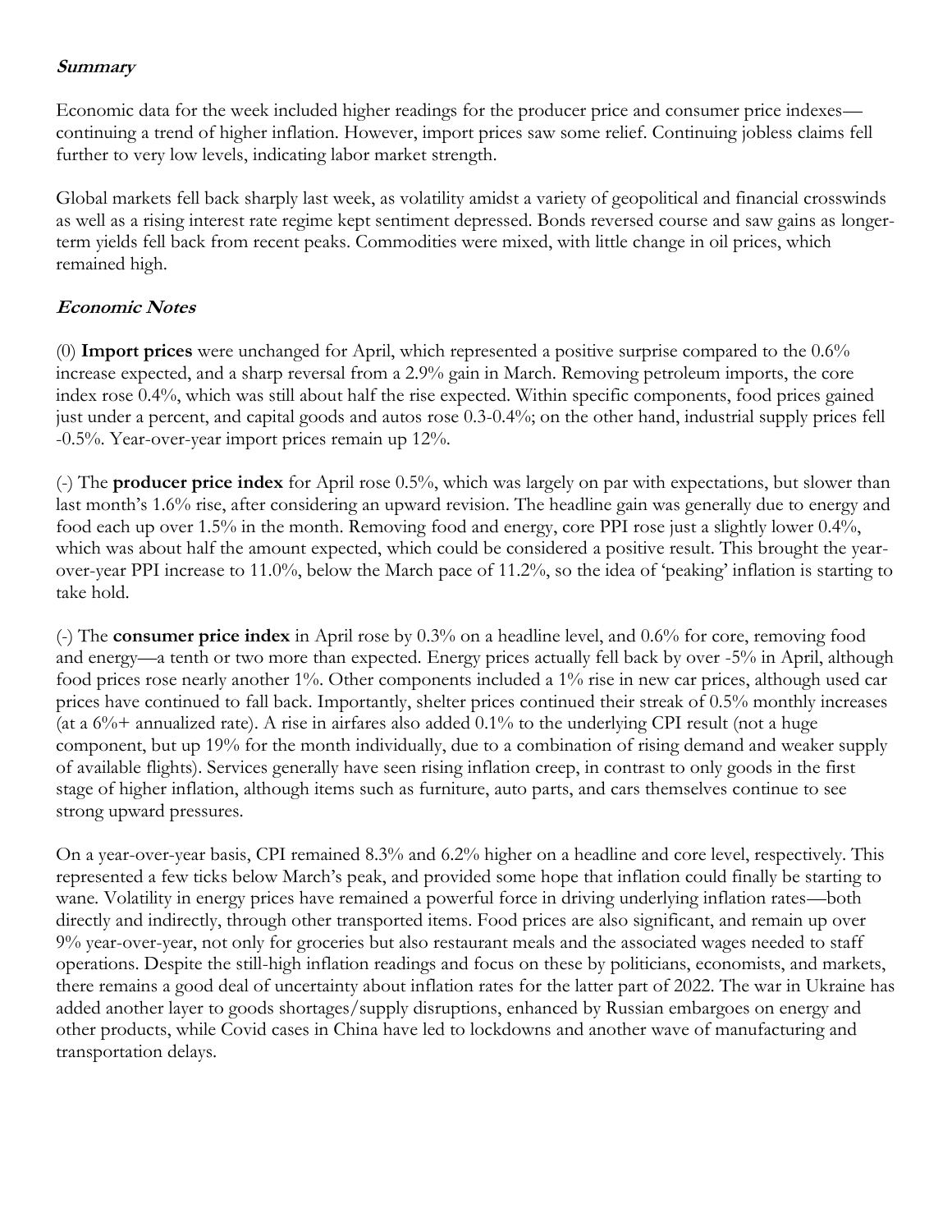***Summary***

Economic data for the week included higher readings for the producer price and consumer price indexes—continuing a trend of higher inflation. However, import prices saw some relief. Continuing jobless claims fell further to very low levels, indicating labor market strength.

Global markets fell back sharply last week, as volatility amidst a variety of geopolitical and financial crosswinds as well as a rising interest rate regime kept sentiment depressed. Bonds reversed course and saw gains as longer-term yields fell back from recent peaks. Commodities were mixed, with little change in oil prices, which remained high.

***Economic Notes***

(0) **Import prices** were unchanged for April, which represented a positive surprise compared to the 0.6% increase expected, and a sharp reversal from a 2.9% gain in March. Removing petroleum imports, the core index rose 0.4%, which was still about half the rise expected. Within specific components, food prices gained just under a percent, and capital goods and autos rose 0.3-0.4%; on the other hand, industrial supply prices fell -0.5%. Year-over-year import prices remain up 12%.

(-) The **producer price index** for April rose 0.5%, which was largely on par with expectations, but slower than last month's 1.6% rise, after considering an upward revision. The headline gain was generally due to energy and food each up over 1.5% in the month. Removing food and energy, core PPI rose just a slightly lower 0.4%, which was about half the amount expected, which could be considered a positive result. This brought the year-over-year PPI increase to 11.0%, below the March pace of 11.2%, so the idea of 'peaking' inflation is starting to take hold.

(-) The **consumer price index** in April rose by 0.3% on a headline level, and 0.6% for core, removing food and energy—a tenth or two more than expected. Energy prices actually fell back by over -5% in April, although food prices rose nearly another 1%. Other components included a 1% rise in new car prices, although used car prices have continued to fall back. Importantly, shelter prices continued their streak of 0.5% monthly increases (at a 6%+ annualized rate). A rise in airfares also added 0.1% to the underlying CPI result (not a huge component, but up 19% for the month individually, due to a combination of rising demand and weaker supply of available flights). Services generally have seen rising inflation creep, in contrast to only goods in the first stage of higher inflation, although items such as furniture, auto parts, and cars themselves continue to see strong upward pressures.

On a year-over-year basis, CPI remained 8.3% and 6.2% higher on a headline and core level, respectively. This represented a few ticks below March's peak, and provided some hope that inflation could finally be starting to wane. Volatility in energy prices have remained a powerful force in driving underlying inflation rates—both directly and indirectly, through other transported items. Food prices are also significant, and remain up over 9% year-over-year, not only for groceries but also restaurant meals and the associated wages needed to staff operations. Despite the still-high inflation readings and focus on these by politicians, economists, and markets, there remains a good deal of uncertainty about inflation rates for the latter part of 2022. The war in Ukraine has added another layer to goods shortages/supply disruptions, enhanced by Russian embargoes on energy and other products, while Covid cases in China have led to lockdowns and another wave of manufacturing and transportation delays.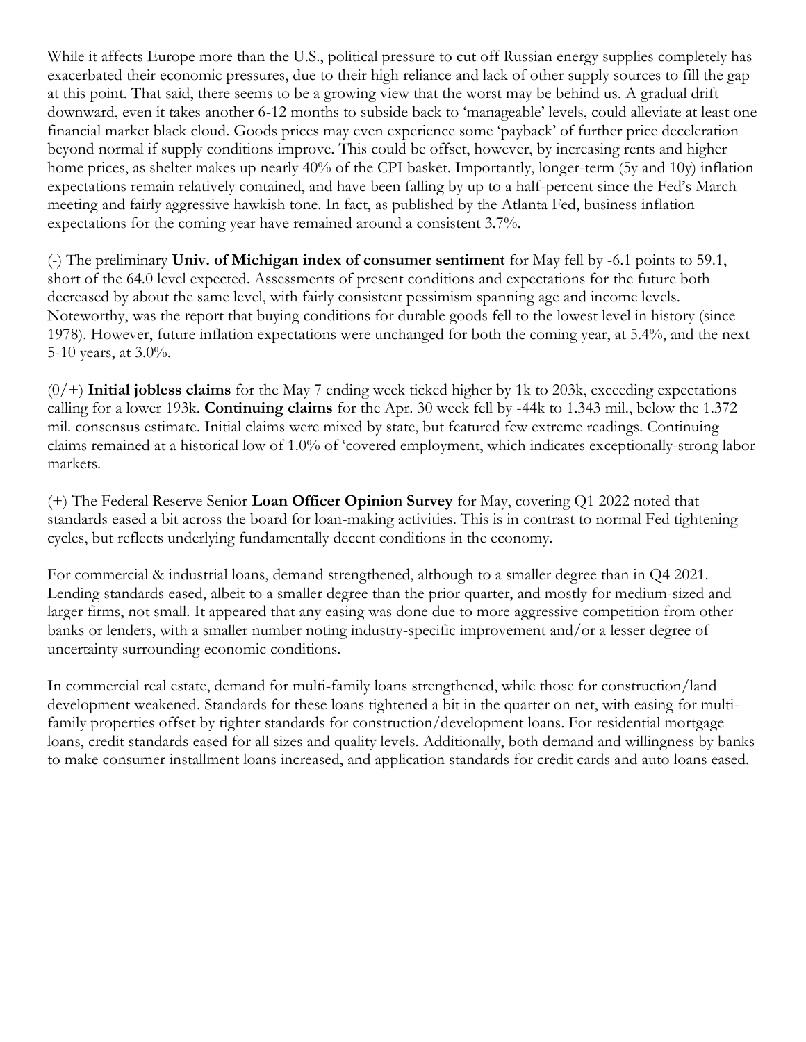While it affects Europe more than the U.S., political pressure to cut off Russian energy supplies completely has exacerbated their economic pressures, due to their high reliance and lack of other supply sources to fill the gap at this point. That said, there seems to be a growing view that the worst may be behind us. A gradual drift downward, even it takes another 6-12 months to subside back to 'manageable' levels, could alleviate at least one financial market black cloud. Goods prices may even experience some 'payback' of further price deceleration beyond normal if supply conditions improve. This could be offset, however, by increasing rents and higher home prices, as shelter makes up nearly 40% of the CPI basket. Importantly, longer-term (5y and 10y) inflation expectations remain relatively contained, and have been falling by up to a half-percent since the Fed's March meeting and fairly aggressive hawkish tone. In fact, as published by the Atlanta Fed, business inflation expectations for the coming year have remained around a consistent 3.7%.

(-) The preliminary **Univ. of Michigan index of consumer sentiment** for May fell by -6.1 points to 59.1, short of the 64.0 level expected. Assessments of present conditions and expectations for the future both decreased by about the same level, with fairly consistent pessimism spanning age and income levels. Noteworthy, was the report that buying conditions for durable goods fell to the lowest level in history (since 1978). However, future inflation expectations were unchanged for both the coming year, at 5.4%, and the next 5-10 years, at 3.0%.

(0/+) **Initial jobless claims** for the May 7 ending week ticked higher by 1k to 203k, exceeding expectations calling for a lower 193k. **Continuing claims** for the Apr. 30 week fell by -44k to 1.343 mil., below the 1.372 mil. consensus estimate. Initial claims were mixed by state, but featured few extreme readings. Continuing claims remained at a historical low of 1.0% of 'covered employment, which indicates exceptionally-strong labor markets.

(+) The Federal Reserve Senior **Loan Officer Opinion Survey** for May, covering Q1 2022 noted that standards eased a bit across the board for loan-making activities. This is in contrast to normal Fed tightening cycles, but reflects underlying fundamentally decent conditions in the economy.

For commercial & industrial loans, demand strengthened, although to a smaller degree than in Q4 2021. Lending standards eased, albeit to a smaller degree than the prior quarter, and mostly for medium-sized and larger firms, not small. It appeared that any easing was done due to more aggressive competition from other banks or lenders, with a smaller number noting industry-specific improvement and/or a lesser degree of uncertainty surrounding economic conditions.

In commercial real estate, demand for multi-family loans strengthened, while those for construction/land development weakened. Standards for these loans tightened a bit in the quarter on net, with easing for multi-family properties offset by tighter standards for construction/development loans. For residential mortgage loans, credit standards eased for all sizes and quality levels. Additionally, both demand and willingness by banks to make consumer installment loans increased, and application standards for credit cards and auto loans eased.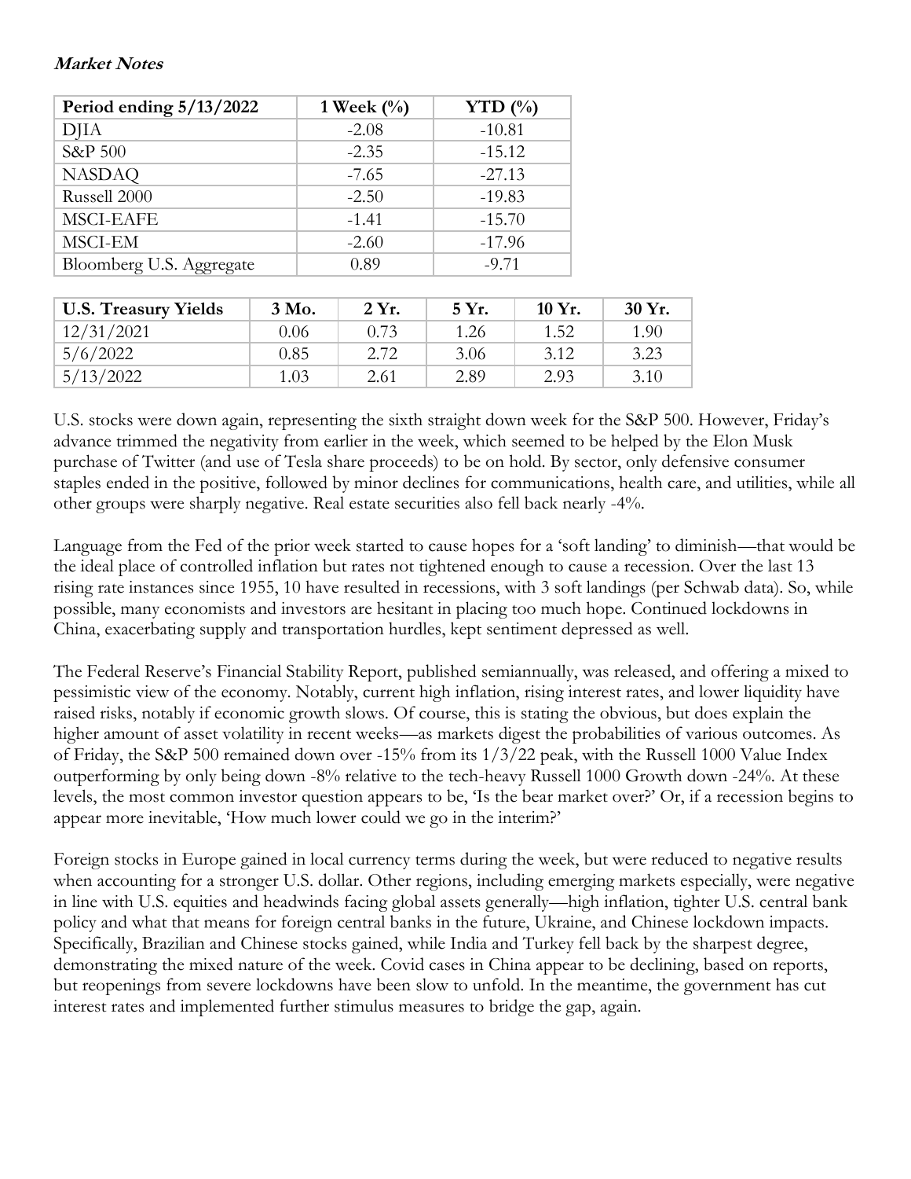***Market Notes***

| Period ending 5/13/2022 | 1 Week (%) | YTD (%) |
|---|---|---|
| DJIA | -2.08 | -10.81 |
| S&P 500 | -2.35 | -15.12 |
| NASDAQ | -7.65 | -27.13 |
| Russell 2000 | -2.50 | -19.83 |
| MSCI-EAFE | -1.41 | -15.70 |
| MSCI-EM | -2.60 | -17.96 |
| Bloomberg U.S. Aggregate | 0.89 | -9.71 |

| U.S. Treasury Yields | 3 Mo. | 2 Yr. | 5 Yr. | 10 Yr. | 30 Yr. |
|---|---|---|---|---|---|
| 12/31/2021 | 0.06 | 0.73 | 1.26 | 1.52 | 1.90 |
| 5/6/2022 | 0.85 | 2.72 | 3.06 | 3.12 | 3.23 |
| 5/13/2022 | 1.03 | 2.61 | 2.89 | 2.93 | 3.10 |

U.S. stocks were down again, representing the sixth straight down week for the S&P 500. However, Friday's advance trimmed the negativity from earlier in the week, which seemed to be helped by the Elon Musk purchase of Twitter (and use of Tesla share proceeds) to be on hold. By sector, only defensive consumer staples ended in the positive, followed by minor declines for communications, health care, and utilities, while all other groups were sharply negative. Real estate securities also fell back nearly -4%.

Language from the Fed of the prior week started to cause hopes for a 'soft landing' to diminish—that would be the ideal place of controlled inflation but rates not tightened enough to cause a recession. Over the last 13 rising rate instances since 1955, 10 have resulted in recessions, with 3 soft landings (per Schwab data). So, while possible, many economists and investors are hesitant in placing too much hope. Continued lockdowns in China, exacerbating supply and transportation hurdles, kept sentiment depressed as well.

The Federal Reserve's Financial Stability Report, published semiannually, was released, and offering a mixed to pessimistic view of the economy. Notably, current high inflation, rising interest rates, and lower liquidity have raised risks, notably if economic growth slows. Of course, this is stating the obvious, but does explain the higher amount of asset volatility in recent weeks—as markets digest the probabilities of various outcomes. As of Friday, the S&P 500 remained down over -15% from its 1/3/22 peak, with the Russell 1000 Value Index outperforming by only being down -8% relative to the tech-heavy Russell 1000 Growth down -24%. At these levels, the most common investor question appears to be, 'Is the bear market over?' Or, if a recession begins to appear more inevitable, 'How much lower could we go in the interim?'

Foreign stocks in Europe gained in local currency terms during the week, but were reduced to negative results when accounting for a stronger U.S. dollar. Other regions, including emerging markets especially, were negative in line with U.S. equities and headwinds facing global assets generally—high inflation, tighter U.S. central bank policy and what that means for foreign central banks in the future, Ukraine, and Chinese lockdown impacts. Specifically, Brazilian and Chinese stocks gained, while India and Turkey fell back by the sharpest degree, demonstrating the mixed nature of the week. Covid cases in China appear to be declining, based on reports, but reopenings from severe lockdowns have been slow to unfold. In the meantime, the government has cut interest rates and implemented further stimulus measures to bridge the gap, again.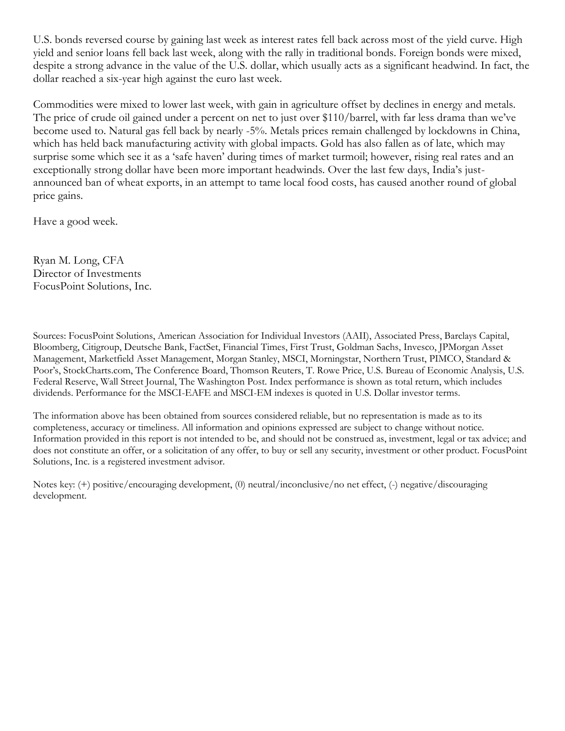U.S. bonds reversed course by gaining last week as interest rates fell back across most of the yield curve. High yield and senior loans fell back last week, along with the rally in traditional bonds. Foreign bonds were mixed, despite a strong advance in the value of the U.S. dollar, which usually acts as a significant headwind. In fact, the dollar reached a six-year high against the euro last week.

Commodities were mixed to lower last week, with gain in agriculture offset by declines in energy and metals. The price of crude oil gained under a percent on net to just over $110/barrel, with far less drama than we've become used to. Natural gas fell back by nearly -5%. Metals prices remain challenged by lockdowns in China, which has held back manufacturing activity with global impacts. Gold has also fallen as of late, which may surprise some which see it as a 'safe haven' during times of market turmoil; however, rising real rates and an exceptionally strong dollar have been more important headwinds. Over the last few days, India's just-announced ban of wheat exports, in an attempt to tame local food costs, has caused another round of global price gains.

Have a good week.

Ryan M. Long, CFA
Director of Investments
FocusPoint Solutions, Inc.

Sources: FocusPoint Solutions, American Association for Individual Investors (AAII), Associated Press, Barclays Capital, Bloomberg, Citigroup, Deutsche Bank, FactSet, Financial Times, First Trust, Goldman Sachs, Invesco, JPMorgan Asset Management, Marketfield Asset Management, Morgan Stanley, MSCI, Morningstar, Northern Trust, PIMCO, Standard & Poor's, StockCharts.com, The Conference Board, Thomson Reuters, T. Rowe Price, U.S. Bureau of Economic Analysis, U.S. Federal Reserve, Wall Street Journal, The Washington Post. Index performance is shown as total return, which includes dividends. Performance for the MSCI-EAFE and MSCI-EM indexes is quoted in U.S. Dollar investor terms.

The information above has been obtained from sources considered reliable, but no representation is made as to its completeness, accuracy or timeliness. All information and opinions expressed are subject to change without notice. Information provided in this report is not intended to be, and should not be construed as, investment, legal or tax advice; and does not constitute an offer, or a solicitation of any offer, to buy or sell any security, investment or other product. FocusPoint Solutions, Inc. is a registered investment advisor.

Notes key: (+) positive/encouraging development, (0) neutral/inconclusive/no net effect, (-) negative/discouraging development.